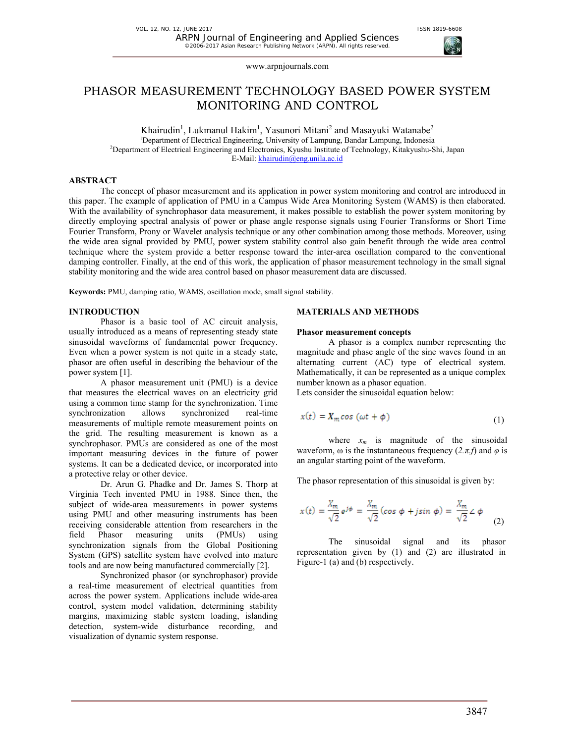# PHASOR MEASUREMENT TECHNOLOGY BASED POWER SYSTEM MONITORING AND CONTROL

Khairudin[1], Lukmanul Hakim[1], Yasunori Mitani[2] and Masayuki Watanabe[2]

[1]Department of Electrical Engineering, University of Lampung, Bandar Lampung, Indonesia
[2]Department of Electrical Engineering and Electronics, Kyushu Institute of Technology, Kitakyushu-Shi, Japan
E-Mail: khairudin@eng.unila.ac.id

## ABSTRACT

The concept of phasor measurement and its application in power system monitoring and control are introduced in this paper. The example of application of PMU in a Campus Wide Area Monitoring System (WAMS) is then elaborated. With the availability of synchrophasor data measurement, it makes possible to establish the power system monitoring by directly employing spectral analysis of power or phase angle response signals using Fourier Transforms or Short Time Fourier Transform, Prony or Wavelet analysis technique or any other combination among those methods. Moreover, using the wide area signal provided by PMU, power system stability control also gain benefit through the wide area control technique where the system provide a better response toward the inter-area oscillation compared to the conventional damping controller. Finally, at the end of this work, the application of phasor measurement technology in the small signal stability monitoring and the wide area control based on phasor measurement data are discussed.

**Keywords:** PMU, damping ratio, WAMS, oscillation mode, small signal stability.

## INTRODUCTION

Phasor is a basic tool of AC circuit analysis, usually introduced as a means of representing steady state sinusoidal waveforms of fundamental power frequency. Even when a power system is not quite in a steady state, phasor are often useful in describing the behaviour of the power system [1].

A phasor measurement unit (PMU) is a device that measures the electrical waves on an electricity grid using a common time stamp for the synchronization. Time synchronization allows synchronized real-time measurements of multiple remote measurement points on the grid. The resulting measurement is known as a synchrophasor. PMUs are considered as one of the most important measuring devices in the future of power systems. It can be a dedicated device, or incorporated into a protective relay or other device.

Dr. Arun G. Phadke and Dr. James S. Thorp at Virginia Tech invented PMU in 1988. Since then, the subject of wide-area measurements in power systems using PMU and other measuring instruments has been receiving considerable attention from researchers in the field Phasor measuring units (PMUs) using synchronization signals from the Global Positioning System (GPS) satellite system have evolved into mature tools and are now being manufactured commercially [2].

Synchronized phasor (or synchrophasor) provide a real-time measurement of electrical quantities from across the power system. Applications include wide-area control, system model validation, determining stability margins, maximizing stable system loading, islanding detection, system-wide disturbance recording, and visualization of dynamic system response.

## MATERIALS AND METHODS

### Phasor measurement concepts

A phasor is a complex number representing the magnitude and phase angle of the sine waves found in an alternating current (AC) type of electrical system. Mathematically, it can be represented as a unique complex number known as a phasor equation.

Lets consider the sinusoidal equation below:

$$x(t) = X_m \cos(\omega t + \phi) \tag{1}$$

where $x_m$ is magnitude of the sinusoidal waveform, ω is the instantaneous frequency ($2.\pi.f$) and $\varphi$ is an angular starting point of the waveform.

The phasor representation of this sinusoidal is given by:

$$x(t) = \frac{X_m}{\sqrt{2}} e^{j\phi} = \frac{X_m}{\sqrt{2}} (\cos\phi + j\sin\phi) = \frac{X_m}{\sqrt{2}} \angle \phi \tag{2}$$

The sinusoidal signal and its phasor representation given by (1) and (2) are illustrated in Figure-1 (a) and (b) respectively.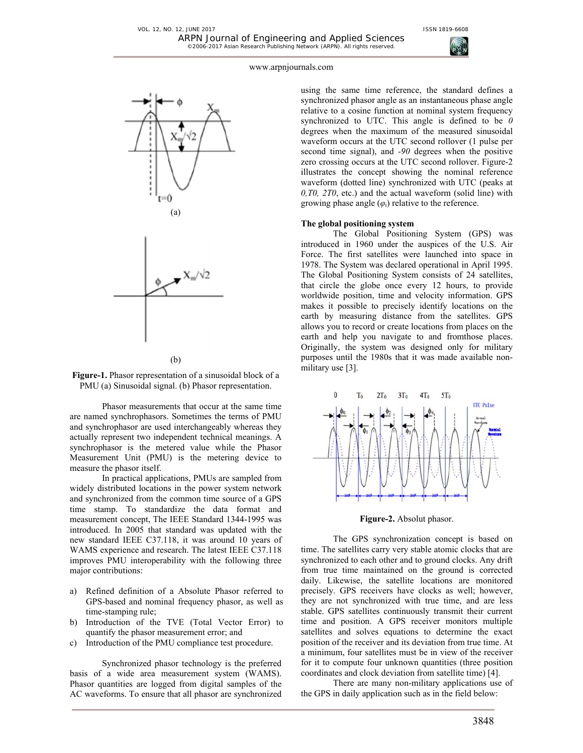(a)

(b)

**Figure-1.** Phasor representation of a sinusoidal block of a PMU (a) Sinusoidal signal. (b) Phasor representation.

Phasor measurements that occur at the same time are named synchrophasors. Sometimes the terms of PMU and synchrophasor are used interchangeably whereas they actually represent two independent technical meanings. A synchrophasor is the metered value while the Phasor Measurement Unit (PMU) is the metering device to measure the phasor itself.

In practical applications, PMUs are sampled from widely distributed locations in the power system network and synchronized from the common time source of a GPS time stamp. To standardize the data format and measurement concept, The IEEE Standard 1344-1995 was introduced. In 2005 that standard was updated with the new standard IEEE C37.118, it was around 10 years of WAMS experience and research. The latest IEEE C37.118 improves PMU interoperability with the following three major contributions:

a) Refined definition of a Absolute Phasor referred to GPS-based and nominal frequency phasor, as well as time-stamping rule;
b) Introduction of the TVE (Total Vector Error) to quantify the phasor measurement error; and
c) Introduction of the PMU compliance test procedure.

Synchronized phasor technology is the preferred basis of a wide area measurement system (WAMS). Phasor quantities are logged from digital samples of the AC waveforms. To ensure that all phasor are synchronized using the same time reference, the standard defines a synchronized phasor angle as an instantaneous phase angle relative to a cosine function at nominal system frequency synchronized to UTC. This angle is defined to be *0* degrees when the maximum of the measured sinusoidal waveform occurs at the UTC second rollover (1 pulse per second time signal), and *-90* degrees when the positive zero crossing occurs at the UTC second rollover. Figure-2 illustrates the concept showing the nominal reference waveform (dotted line) synchronized with UTC (peaks at *0,T0, 2T0*, etc.) and the actual waveform (solid line) with growing phase angle ($\varphi_i$) relative to the reference.

### The global positioning system

The Global Positioning System (GPS) was introduced in 1960 under the auspices of the U.S. Air Force. The first satellites were launched into space in 1978. The System was declared operational in April 1995. The Global Positioning System consists of 24 satellites, that circle the globe once every 12 hours, to provide worldwide position, time and velocity information. GPS makes it possible to precisely identify locations on the earth by measuring distance from the satellites. GPS allows you to record or create locations from places on the earth and help you navigate to and fromthose places. Originally, the system was designed only for military purposes until the 1980s that it was made available non-military use [3].

**Figure-2.** Absolut phasor.

The GPS synchronization concept is based on time. The satellites carry very stable atomic clocks that are synchronized to each other and to ground clocks. Any drift from true time maintained on the ground is corrected daily. Likewise, the satellite locations are monitored precisely. GPS receivers have clocks as well; however, they are not synchronized with true time, and are less stable. GPS satellites continuously transmit their current time and position. A GPS receiver monitors multiple satellites and solves equations to determine the exact position of the receiver and its deviation from true time. At a minimum, four satellites must be in view of the receiver for it to compute four unknown quantities (three position coordinates and clock deviation from satellite time) [4].

There are many non-military applications use of the GPS in daily application such as in the field below: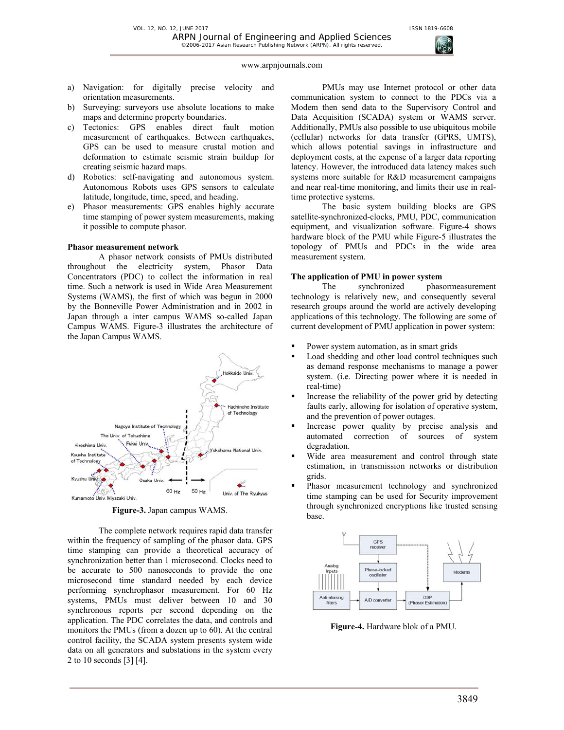a) Navigation: for digitally precise velocity and orientation measurements.
b) Surveying: surveyors use absolute locations to make maps and determine property boundaries.
c) Tectonics: GPS enables direct fault motion measurement of earthquakes. Between earthquakes, GPS can be used to measure crustal motion and deformation to estimate seismic strain buildup for creating seismic hazard maps.
d) Robotics: self-navigating and autonomous system. Autonomous Robots uses GPS sensors to calculate latitude, longitude, time, speed, and heading.
e) Phasor measurements: GPS enables highly accurate time stamping of power system measurements, making it possible to compute phasor.

**Phasor measurement network**

A phasor network consists of PMUs distributed throughout the electricity system, Phasor Data Concentrators (PDC) to collect the information in real time. Such a network is used in Wide Area Measurement Systems (WAMS), the first of which was begun in 2000 by the Bonneville Power Administration and in 2002 in Japan through a inter campus WAMS so-called Japan Campus WAMS. Figure-3 illustrates the architecture of the Japan Campus WAMS.

**Figure-3.** Japan campus WAMS.

The complete network requires rapid data transfer within the frequency of sampling of the phasor data. GPS time stamping can provide a theoretical accuracy of synchronization better than 1 microsecond. Clocks need to be accurate to 500 nanoseconds to provide the one microsecond time standard needed by each device performing synchrophasor measurement. For 60 Hz systems, PMUs must deliver between 10 and 30 synchronous reports per second depending on the application. The PDC correlates the data, and controls and monitors the PMUs (from a dozen up to 60). At the central control facility, the SCADA system presents system wide data on all generators and substations in the system every 2 to 10 seconds [3] [4].

PMUs may use Internet protocol or other data communication system to connect to the PDCs via a Modem then send data to the Supervisory Control and Data Acquisition (SCADA) system or WAMS server. Additionally, PMUs also possible to use ubiquitous mobile (cellular) networks for data transfer (GPRS, UMTS), which allows potential savings in infrastructure and deployment costs, at the expense of a larger data reporting latency. However, the introduced data latency makes such systems more suitable for R&D measurement campaigns and near real-time monitoring, and limits their use in real-time protective systems.

The basic system building blocks are GPS satellite-synchronized-clocks, PMU, PDC, communication equipment, and visualization software. Figure-4 shows hardware block of the PMU while Figure-5 illustrates the topology of PMUs and PDCs in the wide area measurement system.

**The application of PMU in power system**

The synchronized phasormeasurement technology is relatively new, and consequently several research groups around the world are actively developing applications of this technology. The following are some of current development of PMU application in power system:

- Power system automation, as in smart grids
- Load shedding and other load control techniques such as demand response mechanisms to manage a power system. (i.e. Directing power where it is needed in real-time)
- Increase the reliability of the power grid by detecting faults early, allowing for isolation of operative system, and the prevention of power outages.
- Increase power quality by precise analysis and automated correction of sources of system degradation.
- Wide area measurement and control through state estimation, in transmission networks or distribution grids.
- Phasor measurement technology and synchronized time stamping can be used for Security improvement through synchronized encryptions like trusted sensing base.

**Figure-4.** Hardware blok of a PMU.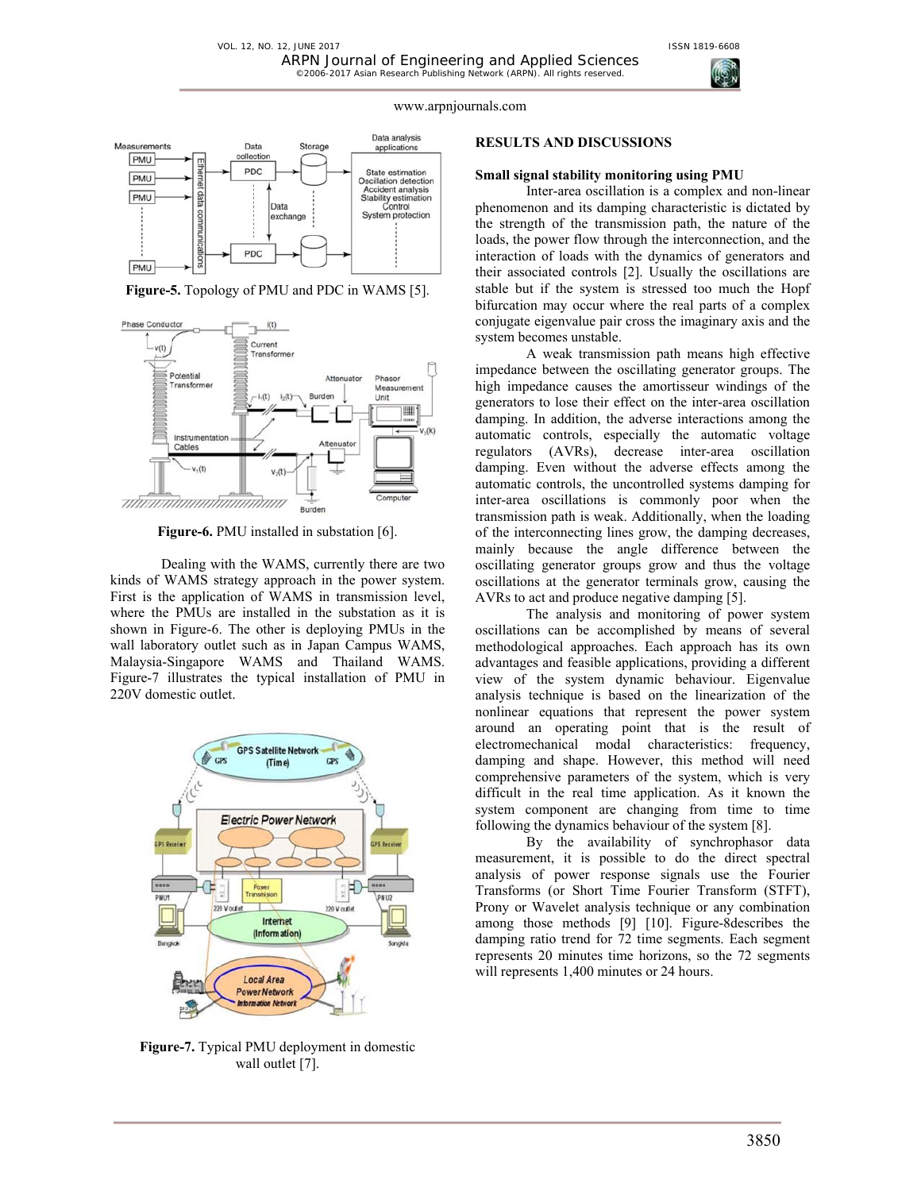Figure-5. Topology of PMU and PDC in WAMS [5].

Figure-6. PMU installed in substation [6].

Dealing with the WAMS, currently there are two kinds of WAMS strategy approach in the power system. First is the application of WAMS in transmission level, where the PMUs are installed in the substation as it is shown in Figure-6. The other is deploying PMUs in the wall laboratory outlet such as in Japan Campus WAMS, Malaysia-Singapore WAMS and Thailand WAMS. Figure-7 illustrates the typical installation of PMU in 220V domestic outlet.

Figure-7. Typical PMU deployment in domestic wall outlet [7].

## RESULTS AND DISCUSSIONS

### Small signal stability monitoring using PMU

Inter-area oscillation is a complex and non-linear phenomenon and its damping characteristic is dictated by the strength of the transmission path, the nature of the loads, the power flow through the interconnection, and the interaction of loads with the dynamics of generators and their associated controls [2]. Usually the oscillations are stable but if the system is stressed too much the Hopf bifurcation may occur where the real parts of a complex conjugate eigenvalue pair cross the imaginary axis and the system becomes unstable.

A weak transmission path means high effective impedance between the oscillating generator groups. The high impedance causes the amortisseur windings of the generators to lose their effect on the inter-area oscillation damping. In addition, the adverse interactions among the automatic controls, especially the automatic voltage regulators (AVRs), decrease inter-area oscillation damping. Even without the adverse effects among the automatic controls, the uncontrolled systems damping for inter-area oscillations is commonly poor when the transmission path is weak. Additionally, when the loading of the interconnecting lines grow, the damping decreases, mainly because the angle difference between the oscillating generator groups grow and thus the voltage oscillations at the generator terminals grow, causing the AVRs to act and produce negative damping [5].

The analysis and monitoring of power system oscillations can be accomplished by means of several methodological approaches. Each approach has its own advantages and feasible applications, providing a different view of the system dynamic behaviour. Eigenvalue analysis technique is based on the linearization of the nonlinear equations that represent the power system around an operating point that is the result of electromechanical modal characteristics: frequency, damping and shape. However, this method will need comprehensive parameters of the system, which is very difficult in the real time application. As it known the system component are changing from time to time following the dynamics behaviour of the system [8].

By the availability of synchrophasor data measurement, it is possible to do the direct spectral analysis of power response signals use the Fourier Transforms (or Short Time Fourier Transform (STFT), Prony or Wavelet analysis technique or any combination among those methods [9] [10]. Figure-8describes the damping ratio trend for 72 time segments. Each segment represents 20 minutes time horizons, so the 72 segments will represents 1,400 minutes or 24 hours.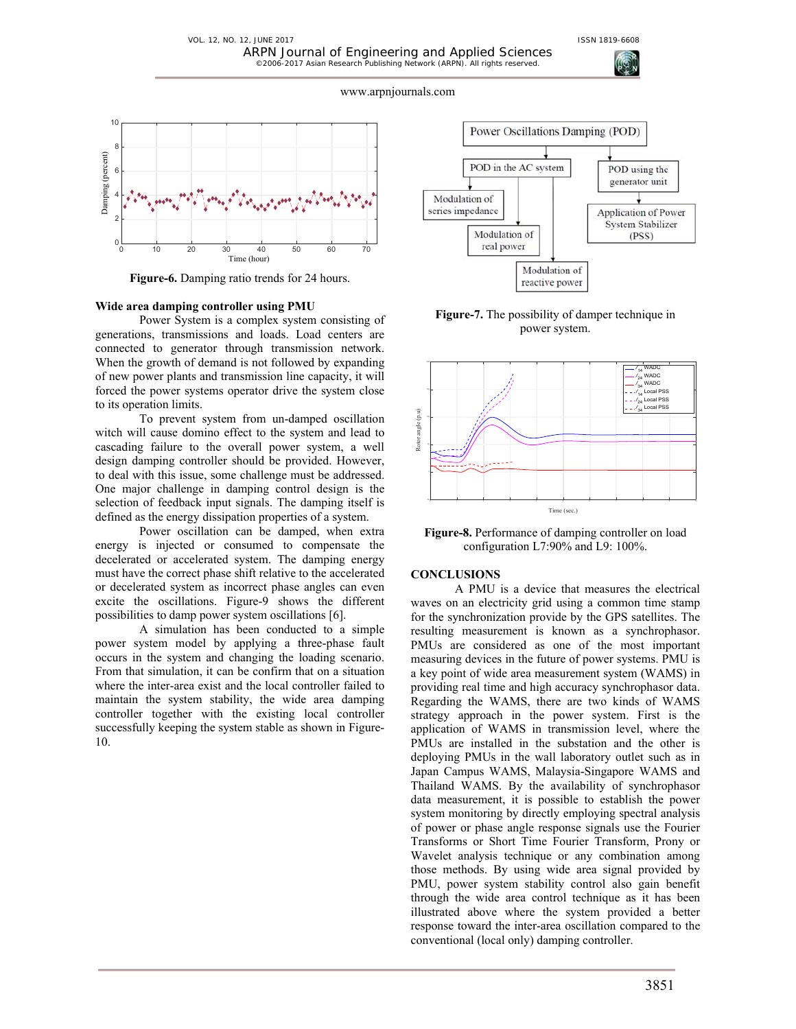**Figure-6.** Damping ratio trends for 24 hours.

**Wide area damping controller using PMU**

Power System is a complex system consisting of generations, transmissions and loads. Load centers are connected to generator through transmission network. When the growth of demand is not followed by expanding of new power plants and transmission line capacity, it will forced the power systems operator drive the system close to its operation limits.

To prevent system from un-damped oscillation witch will cause domino effect to the system and lead to cascading failure to the overall power system, a well design damping controller should be provided. However, to deal with this issue, some challenge must be addressed. One major challenge in damping control design is the selection of feedback input signals. The damping itself is defined as the energy dissipation properties of a system.

Power oscillation can be damped, when extra energy is injected or consumed to compensate the decelerated or accelerated system. The damping energy must have the correct phase shift relative to the accelerated or decelerated system as incorrect phase angles can even excite the oscillations. Figure-9 shows the different possibilities to damp power system oscillations [6].

A simulation has been conducted to a simple power system model by applying a three-phase fault occurs in the system and changing the loading scenario. From that simulation, it can be confirm that on a situation where the inter-area exist and the local controller failed to maintain the system stability, the wide area damping controller together with the existing local controller successfully keeping the system stable as shown in Figure-10.

**Figure-7.** The possibility of damper technique in power system.

**Figure-8.** Performance of damping controller on load configuration L7:90% and L9: 100%.

**CONCLUSIONS**

A PMU is a device that measures the electrical waves on an electricity grid using a common time stamp for the synchronization provide by the GPS satellites. The resulting measurement is known as a synchrophasor. PMUs are considered as one of the most important measuring devices in the future of power systems. PMU is a key point of wide area measurement system (WAMS) in providing real time and high accuracy synchrophasor data. Regarding the WAMS, there are two kinds of WAMS strategy approach in the power system. First is the application of WAMS in transmission level, where the PMUs are installed in the substation and the other is deploying PMUs in the wall laboratory outlet such as in Japan Campus WAMS, Malaysia-Singapore WAMS and Thailand WAMS. By the availability of synchrophasor data measurement, it is possible to establish the power system monitoring by directly employing spectral analysis of power or phase angle response signals use the Fourier Transforms or Short Time Fourier Transform, Prony or Wavelet analysis technique or any combination among those methods. By using wide area signal provided by PMU, power system stability control also gain benefit through the wide area control technique as it has been illustrated above where the system provided a better response toward the inter-area oscillation compared to the conventional (local only) damping controller.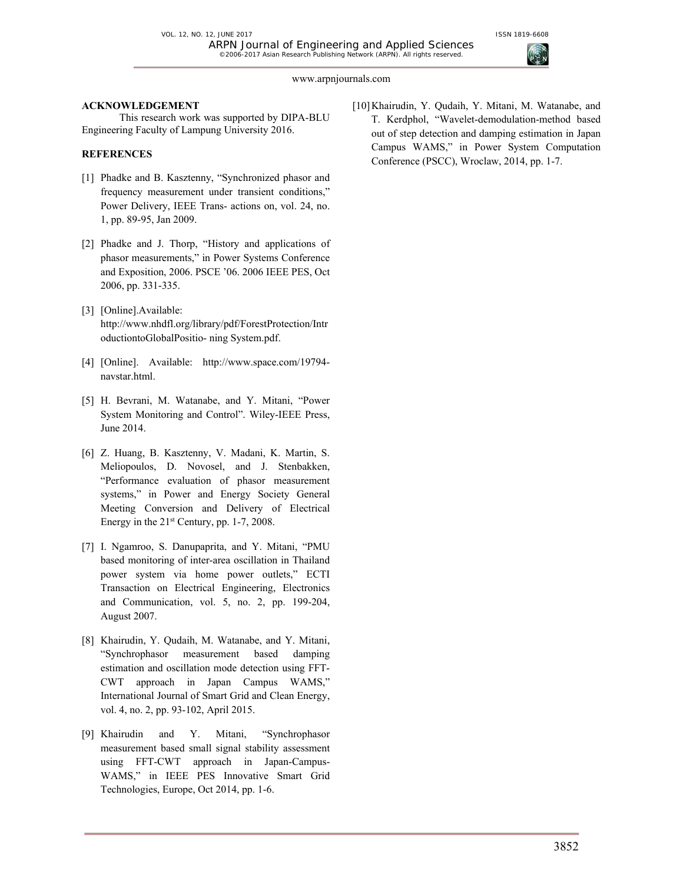## ACKNOWLEDGEMENT

This research work was supported by DIPA-BLU Engineering Faculty of Lampung University 2016.

## REFERENCES

[1] Phadke and B. Kasztenny, "Synchronized phasor and frequency measurement under transient conditions," Power Delivery, IEEE Trans- actions on, vol. 24, no. 1, pp. 89-95, Jan 2009.

[2] Phadke and J. Thorp, "History and applications of phasor measurements," in Power Systems Conference and Exposition, 2006. PSCE '06. 2006 IEEE PES, Oct 2006, pp. 331-335.

[3] [Online].Available: http://www.nhdfl.org/library/pdf/ForestProtection/IntroductiontoGlobalPositio- ning System.pdf.

[4] [Online]. Available: http://www.space.com/19794-navstar.html.

[5] H. Bevrani, M. Watanabe, and Y. Mitani, "Power System Monitoring and Control". Wiley-IEEE Press, June 2014.

[6] Z. Huang, B. Kasztenny, V. Madani, K. Martin, S. Meliopoulos, D. Novosel, and J. Stenbakken, "Performance evaluation of phasor measurement systems," in Power and Energy Society General Meeting Conversion and Delivery of Electrical Energy in the 21st Century, pp. 1-7, 2008.

[7] I. Ngamroo, S. Danupaprita, and Y. Mitani, "PMU based monitoring of inter-area oscillation in Thailand power system via home power outlets," ECTI Transaction on Electrical Engineering, Electronics and Communication, vol. 5, no. 2, pp. 199-204, August 2007.

[8] Khairudin, Y. Qudaih, M. Watanabe, and Y. Mitani, "Synchrophasor measurement based damping estimation and oscillation mode detection using FFT-CWT approach in Japan Campus WAMS," International Journal of Smart Grid and Clean Energy, vol. 4, no. 2, pp. 93-102, April 2015.

[9] Khairudin and Y. Mitani, "Synchrophasor measurement based small signal stability assessment using FFT-CWT approach in Japan-Campus-WAMS," in IEEE PES Innovative Smart Grid Technologies, Europe, Oct 2014, pp. 1-6.

[10] Khairudin, Y. Qudaih, Y. Mitani, M. Watanabe, and T. Kerdphol, "Wavelet-demodulation-method based out of step detection and damping estimation in Japan Campus WAMS," in Power System Computation Conference (PSCC), Wroclaw, 2014, pp. 1-7.